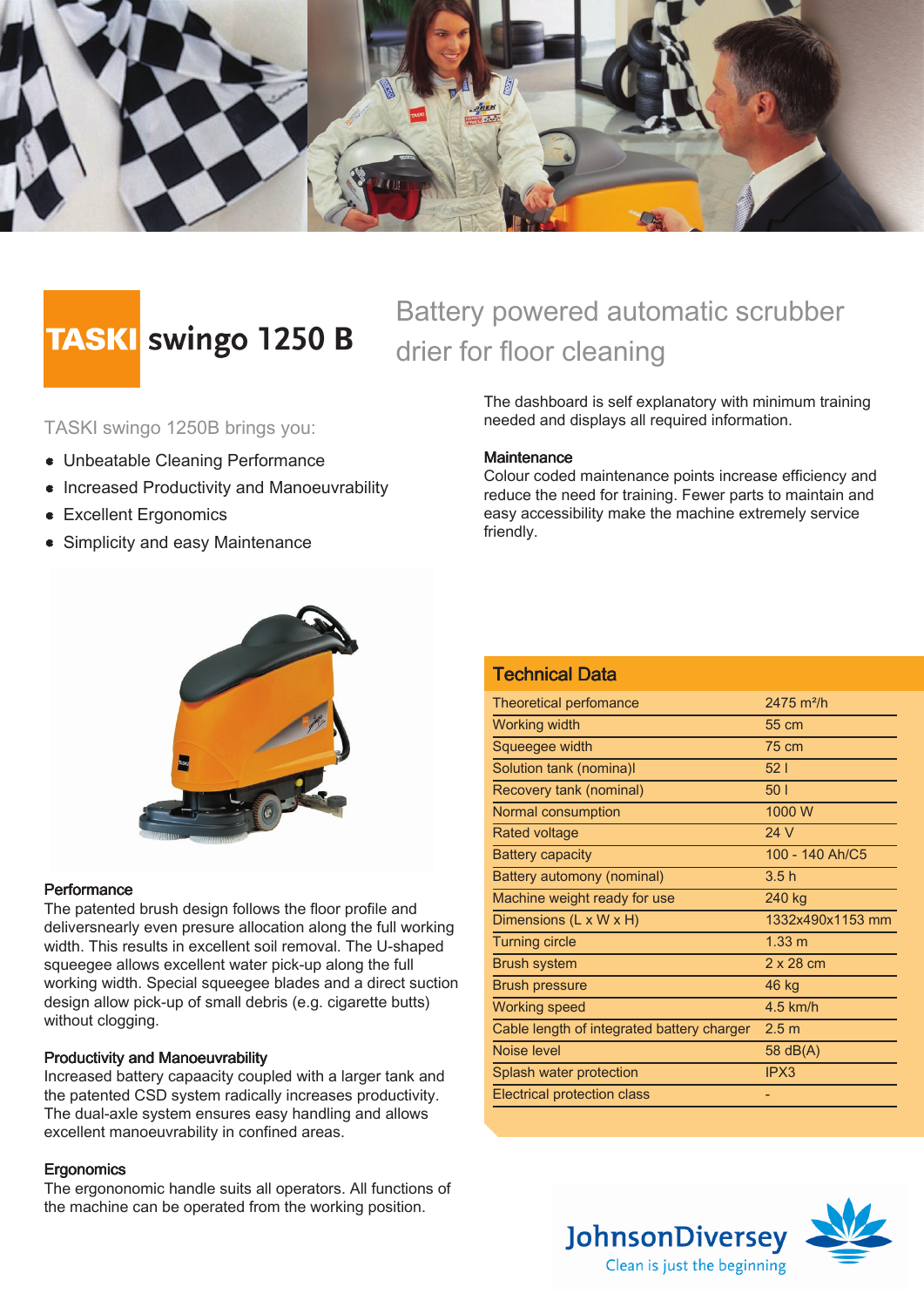# TASKI swingo 1250 B

## Battery powered automatic scrubber drier for floor cleaning

TASKI swingo 1250B brings you:

- Unbeatable Cleaning Performance
- Increased Productivity and Manoeuvrability
- Excellent Ergonomics
- Simplicity and easy Maintenance

### Performance

The patented brush design follows the floor profile and deliversnearly even presure allocation along the full working width. This results in excellent soil removal. The U-shaped squeegee allows excellent water pick-up along the full working width. Special squeegee blades and a direct suction design allow pick-up of small debris (e.g. cigarette butts) without clogging.

### Productivity and Manoeuvrability

Increased battery capaacity coupled with a larger tank and the patented CSD system radically increases productivity. The dual-axle system ensures easy handling and allows excellent manoeuvrability in confined areas.

### Ergonomics

The ergononomic handle suits all operators. All functions of the machine can be operated from the working position.

The dashboard is self explanatory with minimum training needed and displays all required information.

### Maintenance

Colour coded maintenance points increase efficiency and reduce the need for training. Fewer parts to maintain and easy accessibility make the machine extremely service friendly.

### Technical Data

| | |
|---|---|
| Theoretical perfomance | 2475 m²/h |
| Working width | 55 cm |
| Squeegee width | 75 cm |
| Solution tank (nomina)l | 52 l |
| Recovery tank (nominal) | 50 l |
| Normal consumption | 1000 W |
| Rated voltage | 24 V |
| Battery capacity | 100 - 140 Ah/C5 |
| Battery automony (nominal) | 3.5 h |
| Machine weight ready for use | 240 kg |
| Dimensions (L x W x H) | 1332x490x1153 mm |
| Turning circle | 1.33 m |
| Brush system | 2 x 28 cm |
| Brush pressure | 46 kg |
| Working speed | 4.5 km/h |
| Cable length of integrated battery charger | 2.5 m |
| Noise level | 58 dB(A) |
| Splash water protection | IPX3 |
| Electrical protection class | - |

JohnsonDiversey
Clean is just the beginning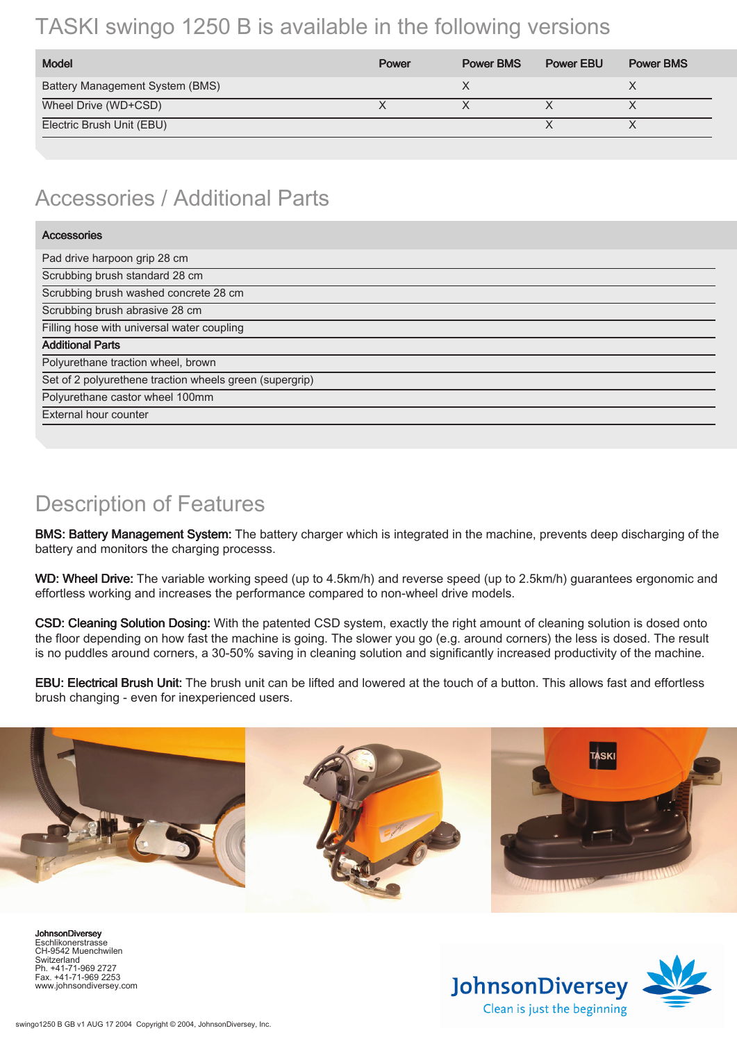# TASKI swingo 1250 B is available in the following versions

| Model | Power | Power BMS | Power EBU | Power BMS |
|---|---|---|---|---|
| Battery Management System (BMS) | | X | | X |
| Wheel Drive (WD+CSD) | X | X | X | X |
| Electric Brush Unit (EBU) | | | X | X |

# Accessories / Additional Parts

| Accessories |
|---|
| Pad drive harpoon grip 28 cm |
| Scrubbing brush standard 28 cm |
| Scrubbing brush washed concrete 28 cm |
| Scrubbing brush abrasive 28 cm |
| Filling hose with universal water coupling |
| **Additional Parts** |
| Polyurethane traction wheel, brown |
| Set of 2 polyurethene traction wheels green (supergrip) |
| Polyurethane castor wheel 100mm |
| External hour counter |

# Description of Features

**BMS: Battery Management System:** The battery charger which is integrated in the machine, prevents deep discharging of the battery and monitors the charging processs.

**WD: Wheel Drive:** The variable working speed (up to 4.5km/h) and reverse speed (up to 2.5km/h) guarantees ergonomic and effortless working and increases the performance compared to non-wheel drive models.

**CSD: Cleaning Solution Dosing:** With the patented CSD system, exactly the right amount of cleaning solution is dosed onto the floor depending on how fast the machine is going. The slower you go (e.g. around corners) the less is dosed. The result is no puddles around corners, a 30-50% saving in cleaning solution and significantly increased productivity of the machine.

**EBU: Electrical Brush Unit:** The brush unit can be lifted and lowered at the touch of a button. This allows fast and effortless brush changing - even for inexperienced users.

**JohnsonDiversey**
Eschlikonerstrasse
CH-9542 Muenchwilen
Switzerland
Ph. +41-71-969 2727
Fax. +41-71-969 2253
www.johnsondiversey.com

JohnsonDiversey
Clean is just the beginning

swingo1250 B GB v1 AUG 17 2004 Copyright © 2004, JohnsonDiversey, Inc.